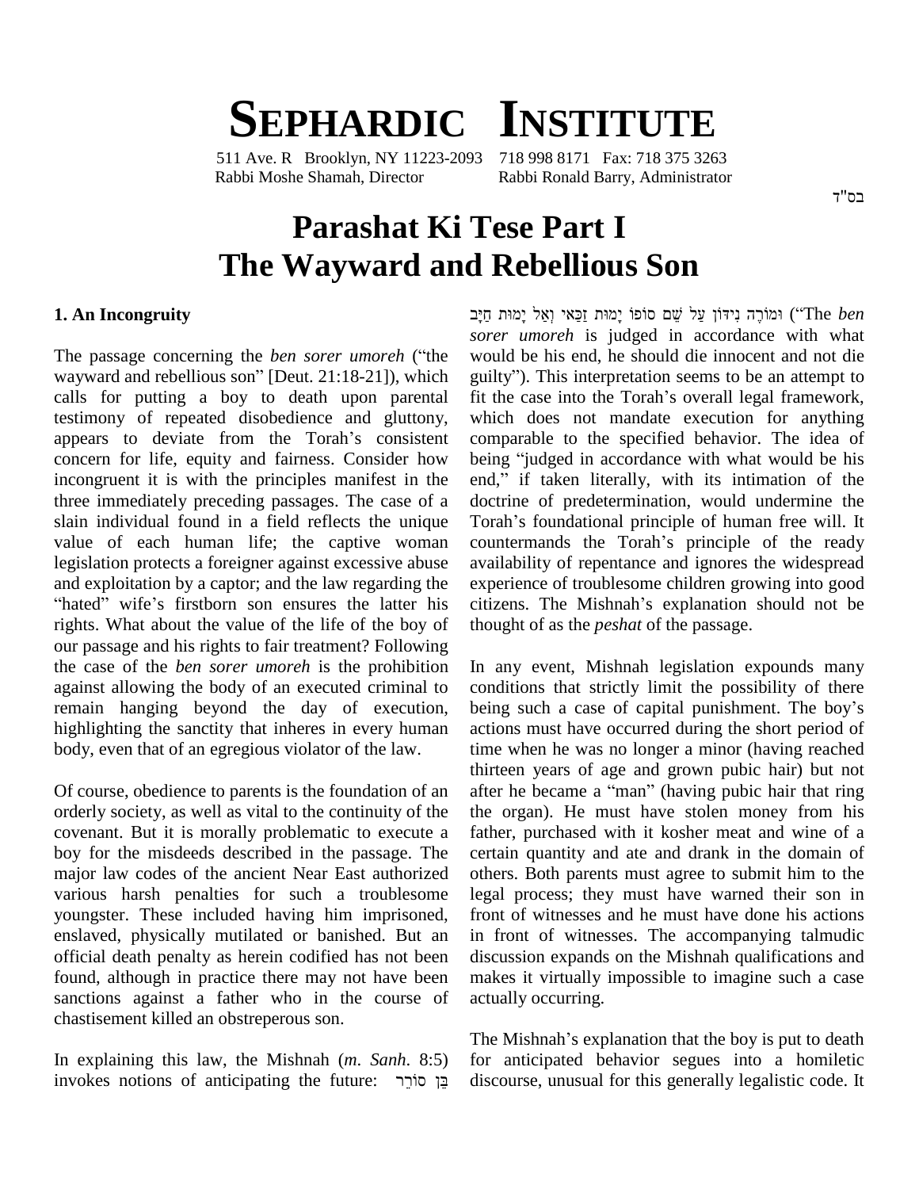# SEPHARDIC INSTITUTE

511 Ave. R Brooklyn, NY 11223-2093 718 998 8171 Fax: 718 375 3263
Rabbi Moshe Shamah, Director Rabbi Ronald Barry, Administrator

בס"ד

# Parashat Ki Tese Part I
# The Wayward and Rebellious Son

### 1. An Incongruity

The passage concerning the *ben sorer umoreh* ("the wayward and rebellious son" [Deut. 21:18-21]), which calls for putting a boy to death upon parental testimony of repeated disobedience and gluttony, appears to deviate from the Torah's consistent concern for life, equity and fairness. Consider how incongruent it is with the principles manifest in the three immediately preceding passages. The case of a slain individual found in a field reflects the unique value of each human life; the captive woman legislation protects a foreigner against excessive abuse and exploitation by a captor; and the law regarding the "hated" wife's firstborn son ensures the latter his rights. What about the value of the life of the boy of our passage and his rights to fair treatment? Following the case of the *ben sorer umoreh* is the prohibition against allowing the body of an executed criminal to remain hanging beyond the day of execution, highlighting the sanctity that inheres in every human body, even that of an egregious violator of the law.

Of course, obedience to parents is the foundation of an orderly society, as well as vital to the continuity of the covenant. But it is morally problematic to execute a boy for the misdeeds described in the passage. The major law codes of the ancient Near East authorized various harsh penalties for such a troublesome youngster. These included having him imprisoned, enslaved, physically mutilated or banished. But an official death penalty as herein codified has not been found, although in practice there may not have been sanctions against a father who in the course of chastisement killed an obstreperous son.

In explaining this law, the Mishnah (*m. Sanh.* 8:5) invokes notions of anticipating the future: בֵּן סוֹרֵר וּמוֹרֶה נִידּוֹן עַל שֵׁם סוֹפוֹ יָמוּת זַכַּאי וְאַל יָמוּת חַיָּב ("The *ben sorer umoreh* is judged in accordance with what would be his end, he should die innocent and not die guilty"). This interpretation seems to be an attempt to fit the case into the Torah's overall legal framework, which does not mandate execution for anything comparable to the specified behavior. The idea of being "judged in accordance with what would be his end," if taken literally, with its intimation of the doctrine of predetermination, would undermine the Torah's foundational principle of human free will. It countermands the Torah's principle of the ready availability of repentance and ignores the widespread experience of troublesome children growing into good citizens. The Mishnah's explanation should not be thought of as the *peshat* of the passage.

In any event, Mishnah legislation expounds many conditions that strictly limit the possibility of there being such a case of capital punishment. The boy's actions must have occurred during the short period of time when he was no longer a minor (having reached thirteen years of age and grown pubic hair) but not after he became a "man" (having pubic hair that ring the organ). He must have stolen money from his father, purchased with it kosher meat and wine of a certain quantity and ate and drank in the domain of others. Both parents must agree to submit him to the legal process; they must have warned their son in front of witnesses and he must have done his actions in front of witnesses. The accompanying talmudic discussion expands on the Mishnah qualifications and makes it virtually impossible to imagine such a case actually occurring.

The Mishnah's explanation that the boy is put to death for anticipated behavior segues into a homiletic discourse, unusual for this generally legalistic code. It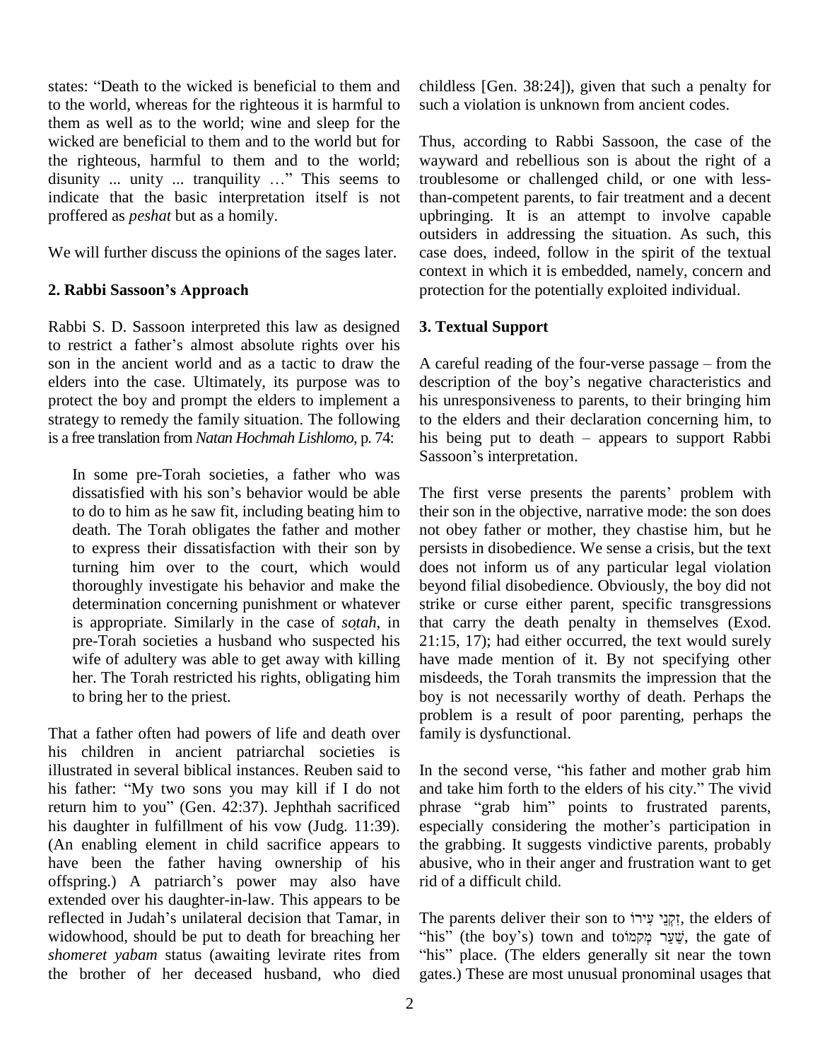states: "Death to the wicked is beneficial to them and to the world, whereas for the righteous it is harmful to them as well as to the world; wine and sleep for the wicked are beneficial to them and to the world but for the righteous, harmful to them and to the world; disunity ... unity ... tranquility …" This seems to indicate that the basic interpretation itself is not proffered as *peshat* but as a homily.

We will further discuss the opinions of the sages later.

## 2. Rabbi Sassoon's Approach

Rabbi S. D. Sassoon interpreted this law as designed to restrict a father's almost absolute rights over his son in the ancient world and as a tactic to draw the elders into the case. Ultimately, its purpose was to protect the boy and prompt the elders to implement a strategy to remedy the family situation. The following is a free translation from *Natan Hochmah Lishlomo*, p. 74:

> In some pre-Torah societies, a father who was dissatisfied with his son's behavior would be able to do to him as he saw fit, including beating him to death. The Torah obligates the father and mother to express their dissatisfaction with their son by turning him over to the court, which would thoroughly investigate his behavior and make the determination concerning punishment or whatever is appropriate. Similarly in the case of *soṭah*, in pre-Torah societies a husband who suspected his wife of adultery was able to get away with killing her. The Torah restricted his rights, obligating him to bring her to the priest.

That a father often had powers of life and death over his children in ancient patriarchal societies is illustrated in several biblical instances. Reuben said to his father: "My two sons you may kill if I do not return him to you" (Gen. 42:37). Jephthah sacrificed his daughter in fulfillment of his vow (Judg. 11:39). (An enabling element in child sacrifice appears to have been the father having ownership of his offspring.) A patriarch's power may also have extended over his daughter-in-law. This appears to be reflected in Judah's unilateral decision that Tamar, in widowhood, should be put to death for breaching her *shomeret yabam* status (awaiting levirate rites from the brother of her deceased husband, who died childless [Gen. 38:24]), given that such a penalty for such a violation is unknown from ancient codes.

Thus, according to Rabbi Sassoon, the case of the wayward and rebellious son is about the right of a troublesome or challenged child, or one with less-than-competent parents, to fair treatment and a decent upbringing. It is an attempt to involve capable outsiders in addressing the situation. As such, this case does, indeed, follow in the spirit of the textual context in which it is embedded, namely, concern and protection for the potentially exploited individual.

## 3. Textual Support

A careful reading of the four-verse passage – from the description of the boy's negative characteristics and his unresponsiveness to parents, to their bringing him to the elders and their declaration concerning him, to his being put to death – appears to support Rabbi Sassoon's interpretation.

The first verse presents the parents' problem with their son in the objective, narrative mode: the son does not obey father or mother, they chastise him, but he persists in disobedience. We sense a crisis, but the text does not inform us of any particular legal violation beyond filial disobedience. Obviously, the boy did not strike or curse either parent, specific transgressions that carry the death penalty in themselves (Exod. 21:15, 17); had either occurred, the text would surely have made mention of it. By not specifying other misdeeds, the Torah transmits the impression that the boy is not necessarily worthy of death. Perhaps the problem is a result of poor parenting, perhaps the family is dysfunctional.

In the second verse, "his father and mother grab him and take him forth to the elders of his city." The vivid phrase "grab him" points to frustrated parents, especially considering the mother's participation in the grabbing. It suggests vindictive parents, probably abusive, who in their anger and frustration want to get rid of a difficult child.

The parents deliver their son to זִקְנֵי עִירוֹ, the elders of "his" (the boy's) town and to שַׁעַר מְקֹמוֹ, the gate of "his" place. (The elders generally sit near the town gates.) These are most unusual pronominal usages that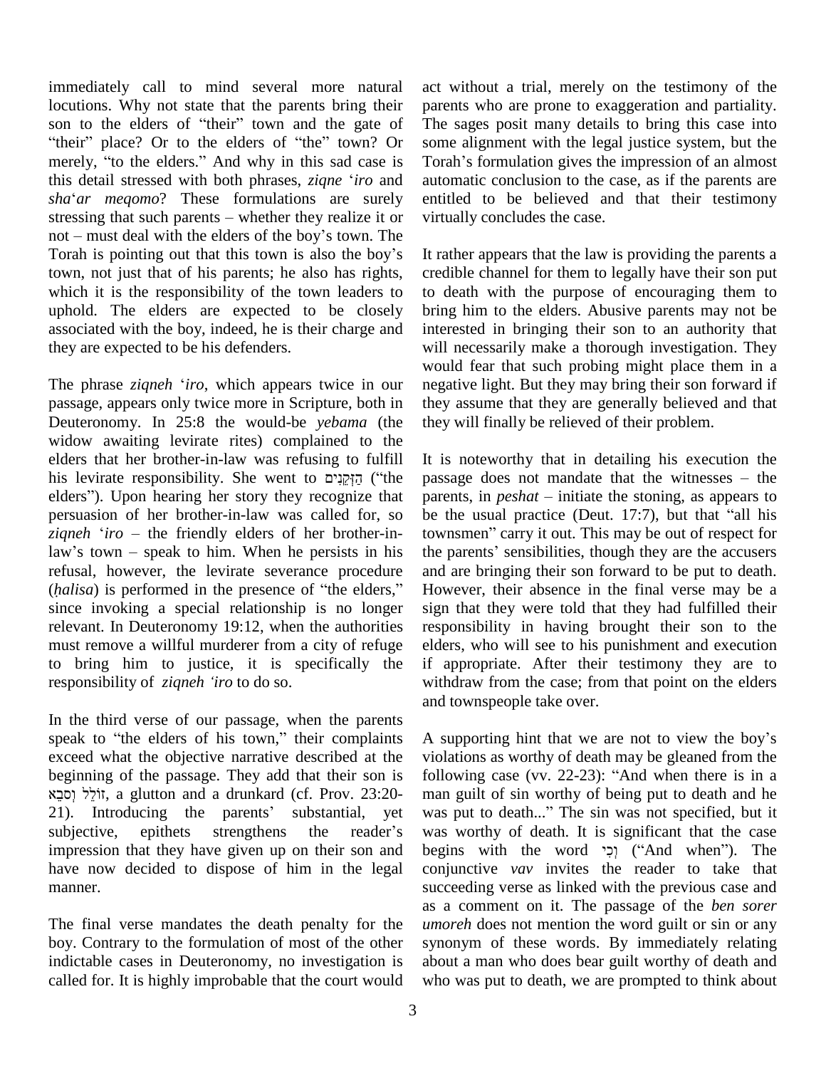immediately call to mind several more natural locutions. Why not state that the parents bring their son to the elders of "their" town and the gate of "their" place? Or to the elders of "the" town? Or merely, "to the elders." And why in this sad case is this detail stressed with both phrases, *ziqne* '*iro* and *sha*'*ar meqomo*? These formulations are surely stressing that such parents – whether they realize it or not – must deal with the elders of the boy's town. The Torah is pointing out that this town is also the boy's town, not just that of his parents; he also has rights, which it is the responsibility of the town leaders to uphold. The elders are expected to be closely associated with the boy, indeed, he is their charge and they are expected to be his defenders.

The phrase *ziqneh* '*iro*, which appears twice in our passage, appears only twice more in Scripture, both in Deuteronomy. In 25:8 the would-be *yebama* (the widow awaiting levirate rites) complained to the elders that her brother-in-law was refusing to fulfill his levirate responsibility. She went to הַזְּקֵנִים ("the elders"). Upon hearing her story they recognize that persuasion of her brother-in-law was called for, so *ziqneh* '*iro* – the friendly elders of her brother-in-law's town – speak to him. When he persists in his refusal, however, the levirate severance procedure (*ḥalisa*) is performed in the presence of "the elders," since invoking a special relationship is no longer relevant. In Deuteronomy 19:12, when the authorities must remove a willful murderer from a city of refuge to bring him to justice, it is specifically the responsibility of *ziqneh 'iro* to do so.

In the third verse of our passage, when the parents speak to "the elders of his town," their complaints exceed what the objective narrative described at the beginning of the passage. They add that their son is זוֹלֵל וְסֹבֵא, a glutton and a drunkard (cf. Prov. 23:20-21). Introducing the parents' substantial, yet subjective, epithets strengthens the reader's impression that they have given up on their son and have now decided to dispose of him in the legal manner.

The final verse mandates the death penalty for the boy. Contrary to the formulation of most of the other indictable cases in Deuteronomy, no investigation is called for. It is highly improbable that the court would act without a trial, merely on the testimony of the parents who are prone to exaggeration and partiality. The sages posit many details to bring this case into some alignment with the legal justice system, but the Torah's formulation gives the impression of an almost automatic conclusion to the case, as if the parents are entitled to be believed and that their testimony virtually concludes the case.

It rather appears that the law is providing the parents a credible channel for them to legally have their son put to death with the purpose of encouraging them to bring him to the elders. Abusive parents may not be interested in bringing their son to an authority that will necessarily make a thorough investigation. They would fear that such probing might place them in a negative light. But they may bring their son forward if they assume that they are generally believed and that they will finally be relieved of their problem.

It is noteworthy that in detailing his execution the passage does not mandate that the witnesses – the parents, in *peshat* – initiate the stoning, as appears to be the usual practice (Deut. 17:7), but that "all his townsmen" carry it out. This may be out of respect for the parents' sensibilities, though they are the accusers and are bringing their son forward to be put to death. However, their absence in the final verse may be a sign that they were told that they had fulfilled their responsibility in having brought their son to the elders, who will see to his punishment and execution if appropriate. After their testimony they are to withdraw from the case; from that point on the elders and townspeople take over.

A supporting hint that we are not to view the boy's violations as worthy of death may be gleaned from the following case (vv. 22-23): "And when there is in a man guilt of sin worthy of being put to death and he was put to death..." The sin was not specified, but it was worthy of death. It is significant that the case begins with the word וְכִי ("And when"). The conjunctive *vav* invites the reader to take that succeeding verse as linked with the previous case and as a comment on it. The passage of the *ben sorer umoreh* does not mention the word guilt or sin or any synonym of these words. By immediately relating about a man who does bear guilt worthy of death and who was put to death, we are prompted to think about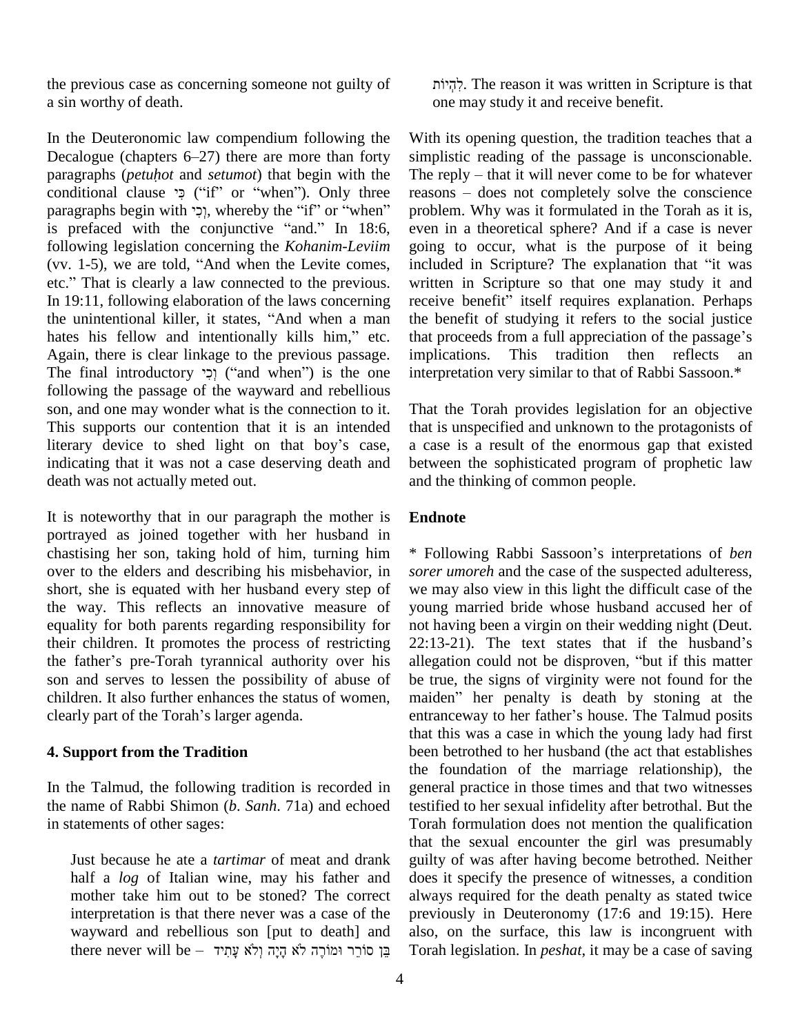the previous case as concerning someone not guilty of a sin worthy of death.

In the Deuteronomic law compendium following the Decalogue (chapters 6–27) there are more than forty paragraphs (*petuḥot* and *setumot*) that begin with the conditional clause כִּי ("if" or "when"). Only three paragraphs begin with וְכִי, whereby the "if" or "when" is prefaced with the conjunctive "and." In 18:6, following legislation concerning the *Kohanim-Leviim* (vv. 1-5), we are told, "And when the Levite comes, etc." That is clearly a law connected to the previous. In 19:11, following elaboration of the laws concerning the unintentional killer, it states, "And when a man hates his fellow and intentionally kills him," etc. Again, there is clear linkage to the previous passage. The final introductory וְכִי ("and when") is the one following the passage of the wayward and rebellious son, and one may wonder what is the connection to it. This supports our contention that it is an intended literary device to shed light on that boy's case, indicating that it was not a case deserving death and death was not actually meted out.

It is noteworthy that in our paragraph the mother is portrayed as joined together with her husband in chastising her son, taking hold of him, turning him over to the elders and describing his misbehavior, in short, she is equated with her husband every step of the way. This reflects an innovative measure of equality for both parents regarding responsibility for their children. It promotes the process of restricting the father's pre-Torah tyrannical authority over his son and serves to lessen the possibility of abuse of children. It also further enhances the status of women, clearly part of the Torah's larger agenda.

## 4. Support from the Tradition

In the Talmud, the following tradition is recorded in the name of Rabbi Shimon (*b*. *Sanh*. 71a) and echoed in statements of other sages:

> Just because he ate a *tartimar* of meat and drank half a *log* of Italian wine, may his father and mother take him out to be stoned? The correct interpretation is that there never was a case of the wayward and rebellious son [put to death] and there never will be – בֵּן סוֹרֵר וּמוֹרֶה לֹא הָיָה וְלֹא עָתִיד לִהְיוֹת. The reason it was written in Scripture is that one may study it and receive benefit.

With its opening question, the tradition teaches that a simplistic reading of the passage is unconscionable. The reply – that it will never come to be for whatever reasons – does not completely solve the conscience problem. Why was it formulated in the Torah as it is, even in a theoretical sphere? And if a case is never going to occur, what is the purpose of it being included in Scripture? The explanation that "it was written in Scripture so that one may study it and receive benefit" itself requires explanation. Perhaps the benefit of studying it refers to the social justice that proceeds from a full appreciation of the passage's implications. This tradition then reflects an interpretation very similar to that of Rabbi Sassoon.*

That the Torah provides legislation for an objective that is unspecified and unknown to the protagonists of a case is a result of the enormous gap that existed between the sophisticated program of prophetic law and the thinking of common people.

## Endnote

* Following Rabbi Sassoon's interpretations of *ben sorer umoreh* and the case of the suspected adulteress, we may also view in this light the difficult case of the young married bride whose husband accused her of not having been a virgin on their wedding night (Deut. 22:13-21). The text states that if the husband's allegation could not be disproven, "but if this matter be true, the signs of virginity were not found for the maiden" her penalty is death by stoning at the entranceway to her father's house. The Talmud posits that this was a case in which the young lady had first been betrothed to her husband (the act that establishes the foundation of the marriage relationship), the general practice in those times and that two witnesses testified to her sexual infidelity after betrothal. But the Torah formulation does not mention the qualification that the sexual encounter the girl was presumably guilty of was after having become betrothed. Neither does it specify the presence of witnesses, a condition always required for the death penalty as stated twice previously in Deuteronomy (17:6 and 19:15). Here also, on the surface, this law is incongruent with Torah legislation. In *peshat*, it may be a case of saving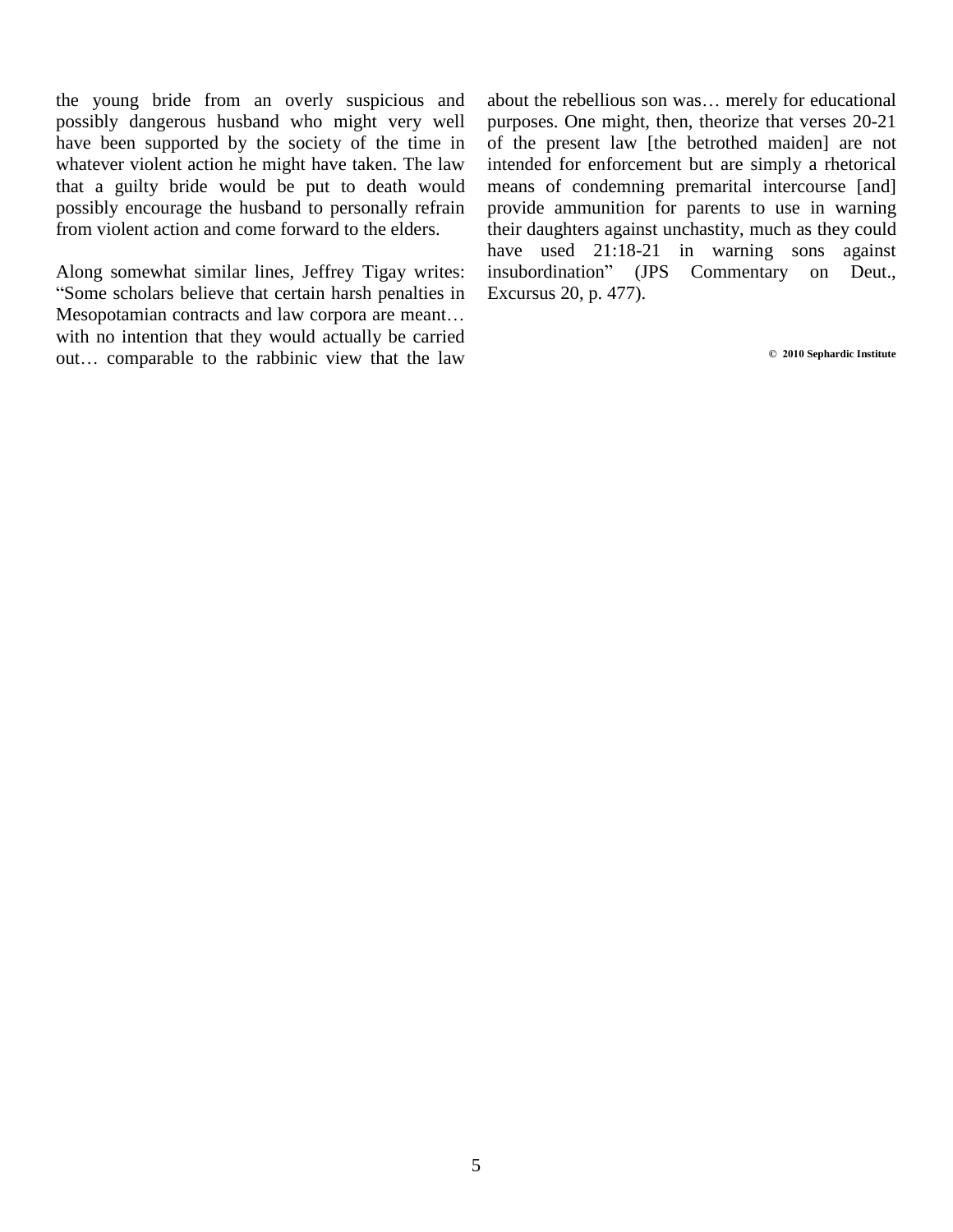the young bride from an overly suspicious and possibly dangerous husband who might very well have been supported by the society of the time in whatever violent action he might have taken. The law that a guilty bride would be put to death would possibly encourage the husband to personally refrain from violent action and come forward to the elders.

Along somewhat similar lines, Jeffrey Tigay writes: "Some scholars believe that certain harsh penalties in Mesopotamian contracts and law corpora are meant… with no intention that they would actually be carried out… comparable to the rabbinic view that the law about the rebellious son was… merely for educational purposes. One might, then, theorize that verses 20-21 of the present law [the betrothed maiden] are not intended for enforcement but are simply a rhetorical means of condemning premarital intercourse [and] provide ammunition for parents to use in warning their daughters against unchastity, much as they could have used 21:18-21 in warning sons against insubordination" (JPS Commentary on Deut., Excursus 20, p. 477).

**© 2010 Sephardic Institute**